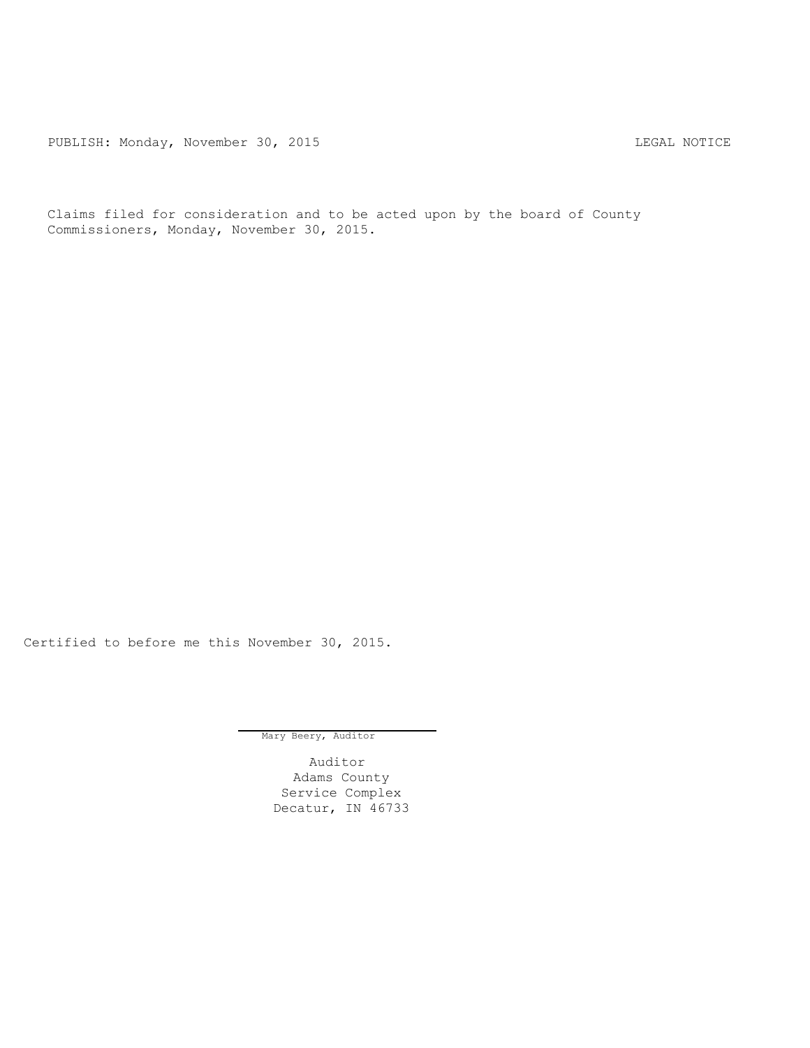PUBLISH: Monday, November 30, 2015 LEGAL NOTICE

Claims filed for consideration and to be acted upon by the board of County Commissioners, Monday, November 30, 2015.

Certified to before me this November 30, 2015.

Mary Beery, Auditor

Auditor
Adams County
Service Complex
Decatur, IN 46733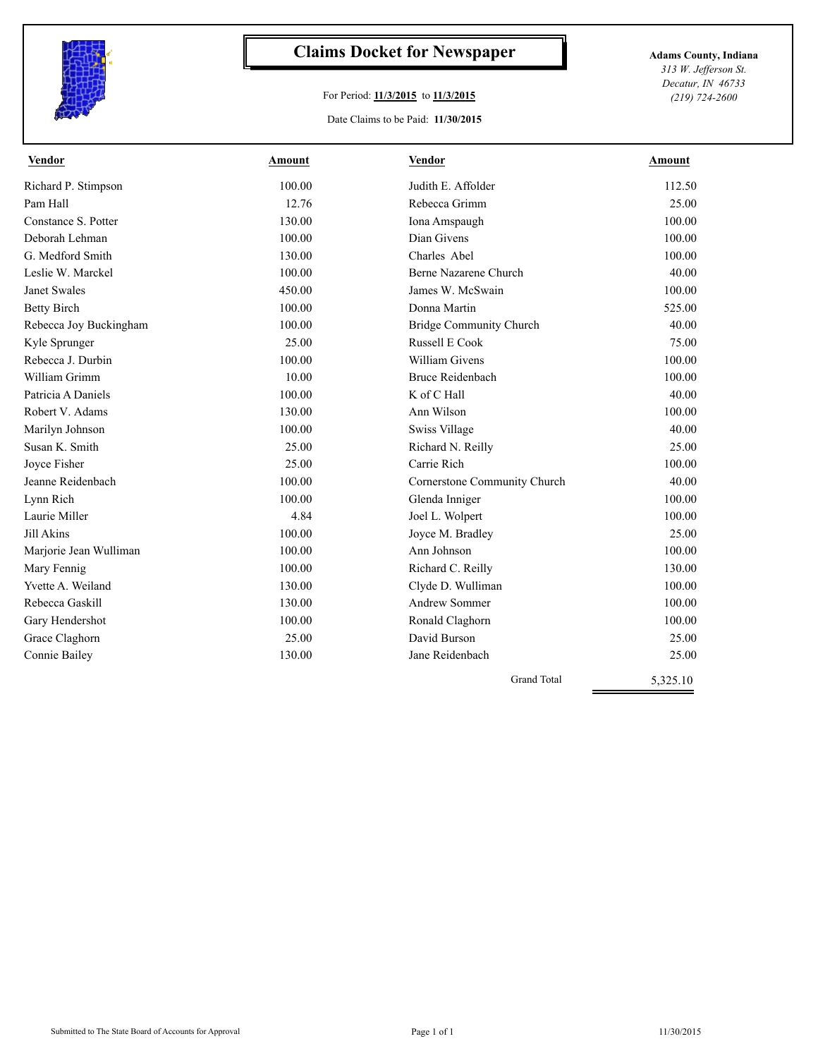# Claims Docket for Newspaper

For Period: **11/3/2015** to **11/3/2015**

Date Claims to be Paid: **11/30/2015**

**Adams County, Indiana**
*313 W. Jefferson St.*
*Decatur, IN 46733*
*(219) 724-2600*

| Vendor | Amount | Vendor | Amount |
|---|---|---|---|
| Richard P. Stimpson | 100.00 | Judith E. Affolder | 112.50 |
| Pam Hall | 12.76 | Rebecca Grimm | 25.00 |
| Constance S. Potter | 130.00 | Iona Amspaugh | 100.00 |
| Deborah Lehman | 100.00 | Dian Givens | 100.00 |
| G. Medford Smith | 130.00 | Charles Abel | 100.00 |
| Leslie W. Marckel | 100.00 | Berne Nazarene Church | 40.00 |
| Janet Swales | 450.00 | James W. McSwain | 100.00 |
| Betty Birch | 100.00 | Donna Martin | 525.00 |
| Rebecca Joy Buckingham | 100.00 | Bridge Community Church | 40.00 |
| Kyle Sprunger | 25.00 | Russell E Cook | 75.00 |
| Rebecca J. Durbin | 100.00 | William Givens | 100.00 |
| William Grimm | 10.00 | Bruce Reidenbach | 100.00 |
| Patricia A Daniels | 100.00 | K of C Hall | 40.00 |
| Robert V. Adams | 130.00 | Ann Wilson | 100.00 |
| Marilyn Johnson | 100.00 | Swiss Village | 40.00 |
| Susan K. Smith | 25.00 | Richard N. Reilly | 25.00 |
| Joyce Fisher | 25.00 | Carrie Rich | 100.00 |
| Jeanne Reidenbach | 100.00 | Cornerstone Community Church | 40.00 |
| Lynn Rich | 100.00 | Glenda Inniger | 100.00 |
| Laurie Miller | 4.84 | Joel L. Wolpert | 100.00 |
| Jill Akins | 100.00 | Joyce M. Bradley | 25.00 |
| Marjorie Jean Wulliman | 100.00 | Ann Johnson | 100.00 |
| Mary Fennig | 100.00 | Richard C. Reilly | 130.00 |
| Yvette A. Weiland | 130.00 | Clyde D. Wulliman | 100.00 |
| Rebecca Gaskill | 130.00 | Andrew Sommer | 100.00 |
| Gary Hendershot | 100.00 | Ronald Claghorn | 100.00 |
| Grace Claghorn | 25.00 | David Burson | 25.00 |
| Connie Bailey | 130.00 | Jane Reidenbach | 25.00 |
| | | Grand Total | 5,325.10 |

Submitted to The State Board of Accounts for Approval

11/30/2015